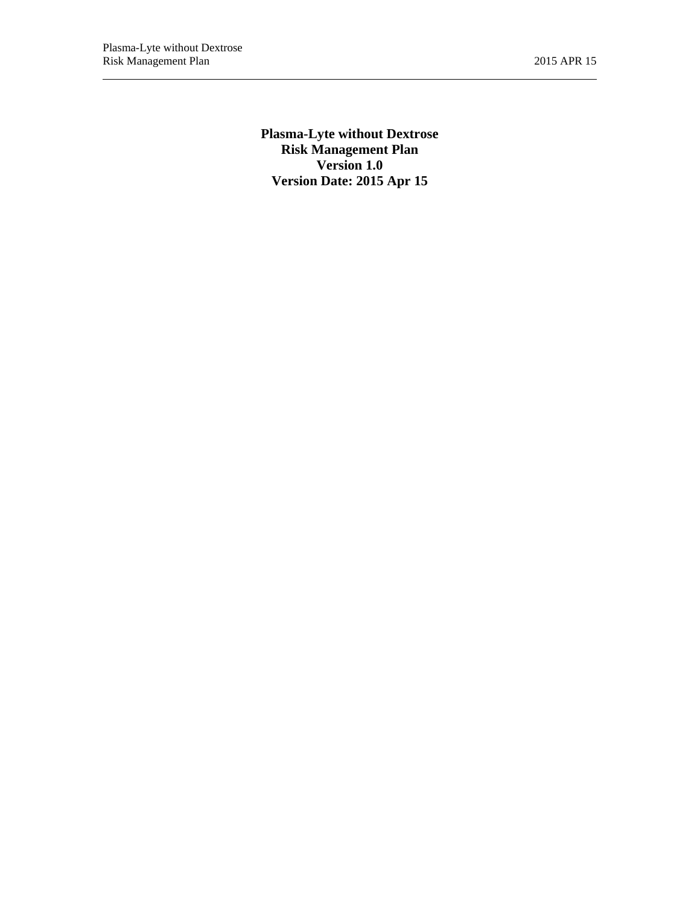# Plasma-Lyte without Dextrose
# Risk Management Plan
# Version 1.0
# Version Date: 2015 Apr 15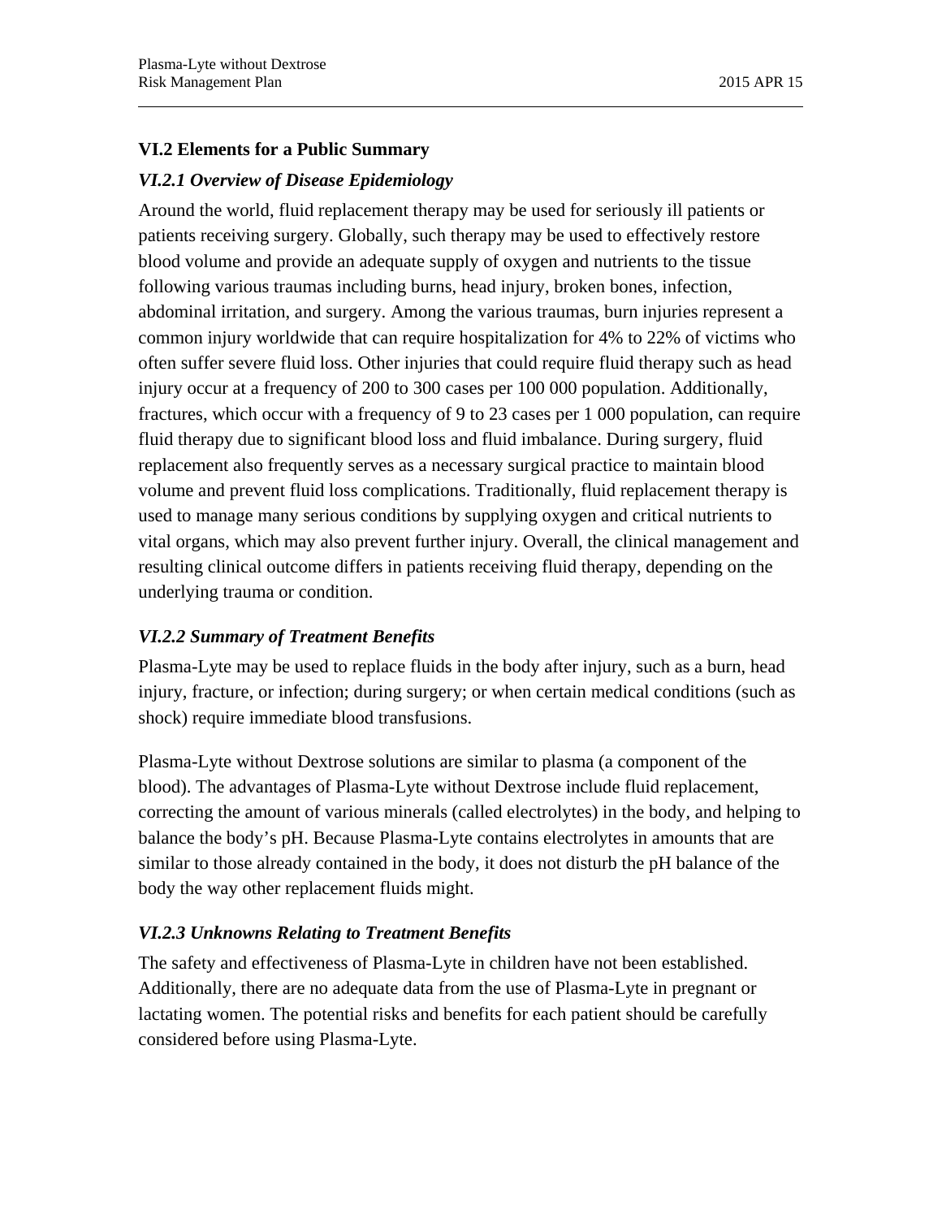## VI.2 Elements for a Public Summary

### *VI.2.1 Overview of Disease Epidemiology*

Around the world, fluid replacement therapy may be used for seriously ill patients or patients receiving surgery. Globally, such therapy may be used to effectively restore blood volume and provide an adequate supply of oxygen and nutrients to the tissue following various traumas including burns, head injury, broken bones, infection, abdominal irritation, and surgery. Among the various traumas, burn injuries represent a common injury worldwide that can require hospitalization for 4% to 22% of victims who often suffer severe fluid loss. Other injuries that could require fluid therapy such as head injury occur at a frequency of 200 to 300 cases per 100 000 population. Additionally, fractures, which occur with a frequency of 9 to 23 cases per 1 000 population, can require fluid therapy due to significant blood loss and fluid imbalance. During surgery, fluid replacement also frequently serves as a necessary surgical practice to maintain blood volume and prevent fluid loss complications. Traditionally, fluid replacement therapy is used to manage many serious conditions by supplying oxygen and critical nutrients to vital organs, which may also prevent further injury. Overall, the clinical management and resulting clinical outcome differs in patients receiving fluid therapy, depending on the underlying trauma or condition.

### *VI.2.2 Summary of Treatment Benefits*

Plasma-Lyte may be used to replace fluids in the body after injury, such as a burn, head injury, fracture, or infection; during surgery; or when certain medical conditions (such as shock) require immediate blood transfusions.

Plasma-Lyte without Dextrose solutions are similar to plasma (a component of the blood). The advantages of Plasma-Lyte without Dextrose include fluid replacement, correcting the amount of various minerals (called electrolytes) in the body, and helping to balance the body's pH. Because Plasma-Lyte contains electrolytes in amounts that are similar to those already contained in the body, it does not disturb the pH balance of the body the way other replacement fluids might.

### *VI.2.3 Unknowns Relating to Treatment Benefits*

The safety and effectiveness of Plasma-Lyte in children have not been established. Additionally, there are no adequate data from the use of Plasma-Lyte in pregnant or lactating women. The potential risks and benefits for each patient should be carefully considered before using Plasma-Lyte.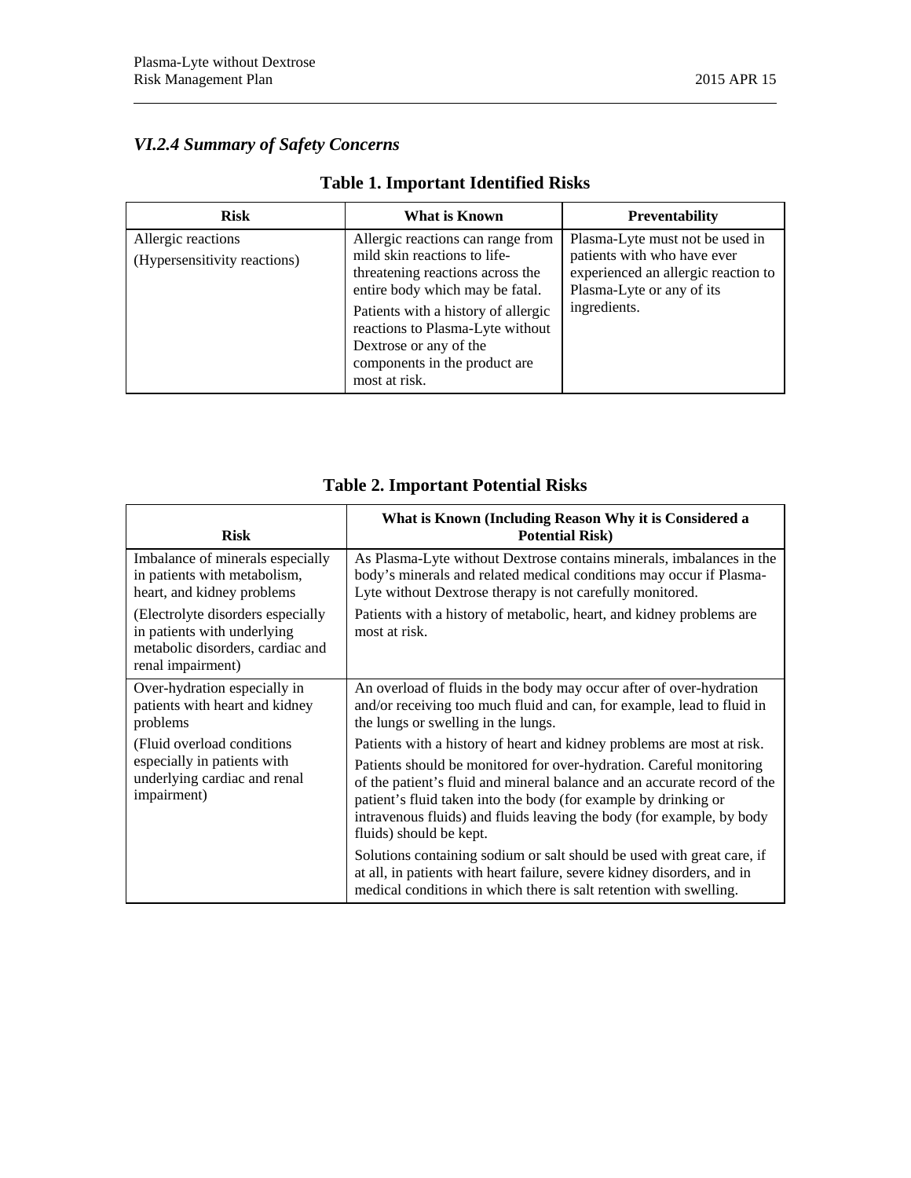### *VI.2.4 Summary of Safety Concerns*

**Table 1. Important Identified Risks**

| Risk | What is Known | Preventability |
|---|---|---|
| Allergic reactions (Hypersensitivity reactions) | Allergic reactions can range from mild skin reactions to life-threatening reactions across the entire body which may be fatal. Patients with a history of allergic reactions to Plasma-Lyte without Dextrose or any of the components in the product are most at risk. | Plasma-Lyte must not be used in patients with who have ever experienced an allergic reaction to Plasma-Lyte or any of its ingredients. |

**Table 2. Important Potential Risks**

| Risk | What is Known (Including Reason Why it is Considered a Potential Risk) |
|---|---|
| Imbalance of minerals especially in patients with metabolism, heart, and kidney problems (Electrolyte disorders especially in patients with underlying metabolic disorders, cardiac and renal impairment) | As Plasma-Lyte without Dextrose contains minerals, imbalances in the body's minerals and related medical conditions may occur if Plasma-Lyte without Dextrose therapy is not carefully monitored. Patients with a history of metabolic, heart, and kidney problems are most at risk. |
| Over-hydration especially in patients with heart and kidney problems (Fluid overload conditions especially in patients with underlying cardiac and renal impairment) | An overload of fluids in the body may occur after of over-hydration and/or receiving too much fluid and can, for example, lead to fluid in the lungs or swelling in the lungs. Patients with a history of heart and kidney problems are most at risk. Patients should be monitored for over-hydration. Careful monitoring of the patient's fluid and mineral balance and an accurate record of the patient's fluid taken into the body (for example by drinking or intravenous fluids) and fluids leaving the body (for example, by body fluids) should be kept. Solutions containing sodium or salt should be used with great care, if at all, in patients with heart failure, severe kidney disorders, and in medical conditions in which there is salt retention with swelling. |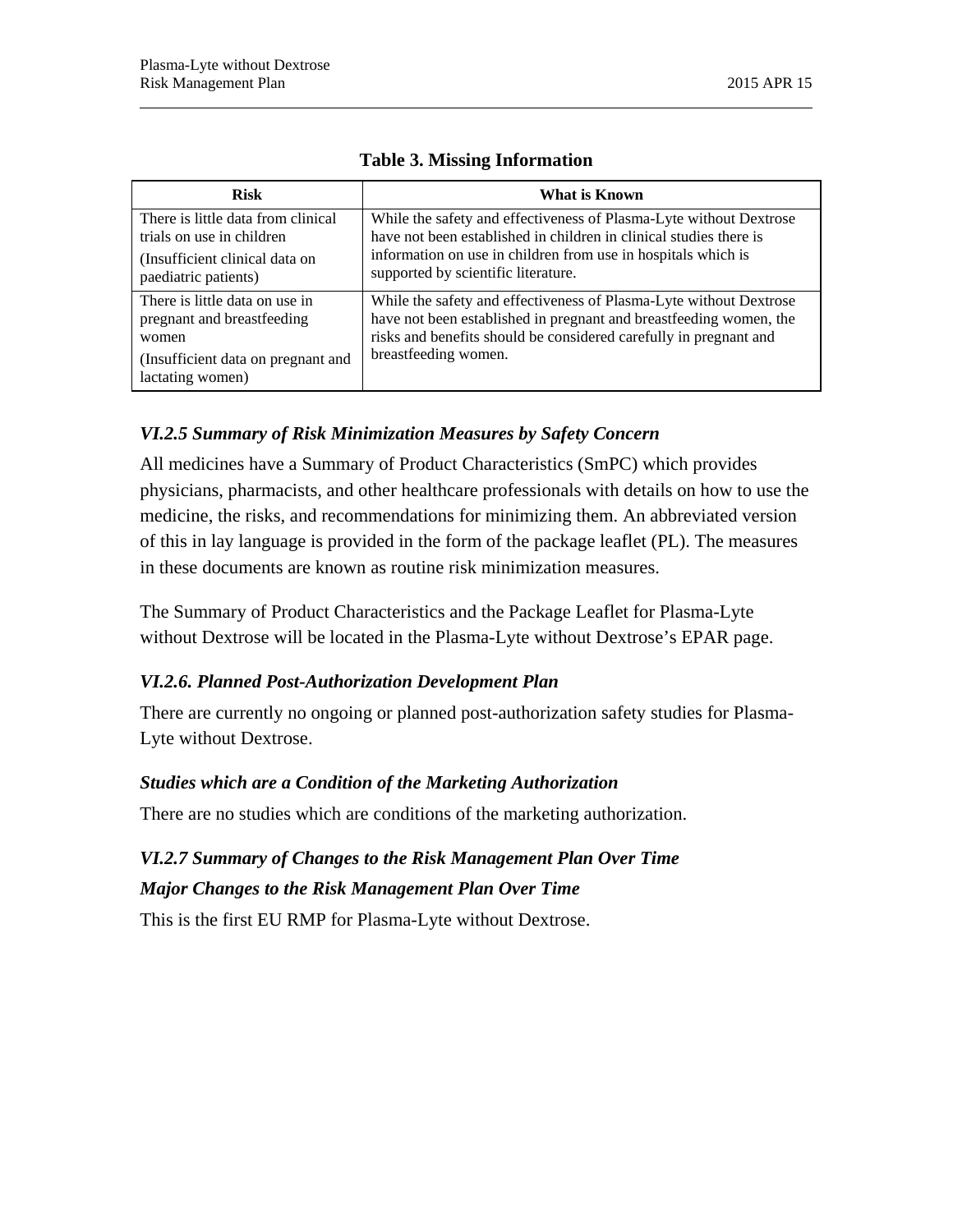**Table 3. Missing Information**

| Risk | What is Known |
| --- | --- |
| There is little data from clinical trials on use in children (Insufficient clinical data on paediatric patients) | While the safety and effectiveness of Plasma-Lyte without Dextrose have not been established in children in clinical studies there is information on use in children from use in hospitals which is supported by scientific literature. |
| There is little data on use in pregnant and breastfeeding women (Insufficient data on pregnant and lactating women) | While the safety and effectiveness of Plasma-Lyte without Dextrose have not been established in pregnant and breastfeeding women, the risks and benefits should be considered carefully in pregnant and breastfeeding women. |

### *VI.2.5 Summary of Risk Minimization Measures by Safety Concern*

All medicines have a Summary of Product Characteristics (SmPC) which provides physicians, pharmacists, and other healthcare professionals with details on how to use the medicine, the risks, and recommendations for minimizing them. An abbreviated version of this in lay language is provided in the form of the package leaflet (PL). The measures in these documents are known as routine risk minimization measures.

The Summary of Product Characteristics and the Package Leaflet for Plasma-Lyte without Dextrose will be located in the Plasma-Lyte without Dextrose's EPAR page.

### *VI.2.6. Planned Post-Authorization Development Plan*

There are currently no ongoing or planned post-authorization safety studies for Plasma-Lyte without Dextrose.

#### *Studies which are a Condition of the Marketing Authorization*

There are no studies which are conditions of the marketing authorization.

### *VI.2.7 Summary of Changes to the Risk Management Plan Over Time*

#### *Major Changes to the Risk Management Plan Over Time*

This is the first EU RMP for Plasma-Lyte without Dextrose.